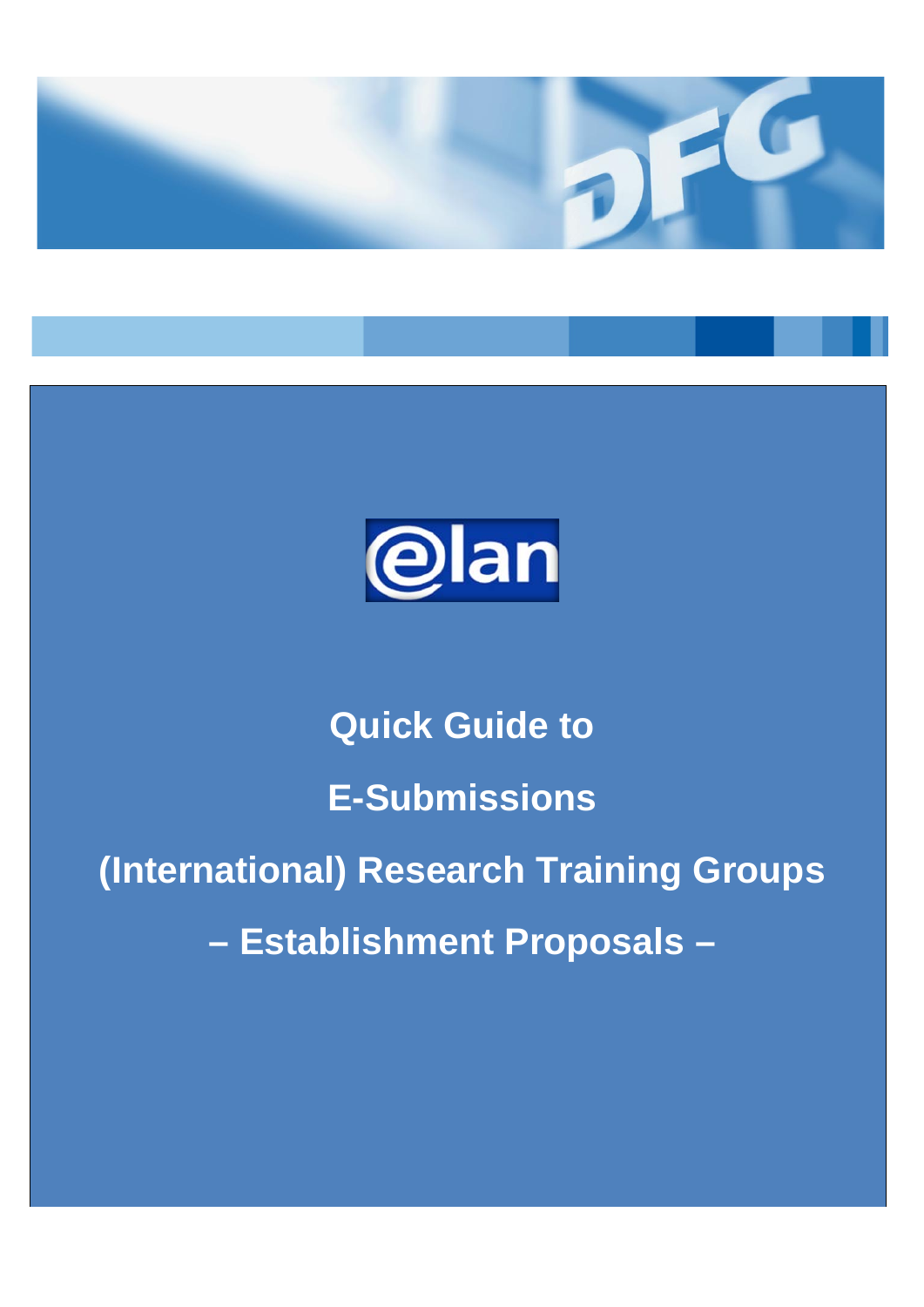# Quick Guide to

# E-Submissions

# (International) Research Training Groups

# – Establishment Proposals –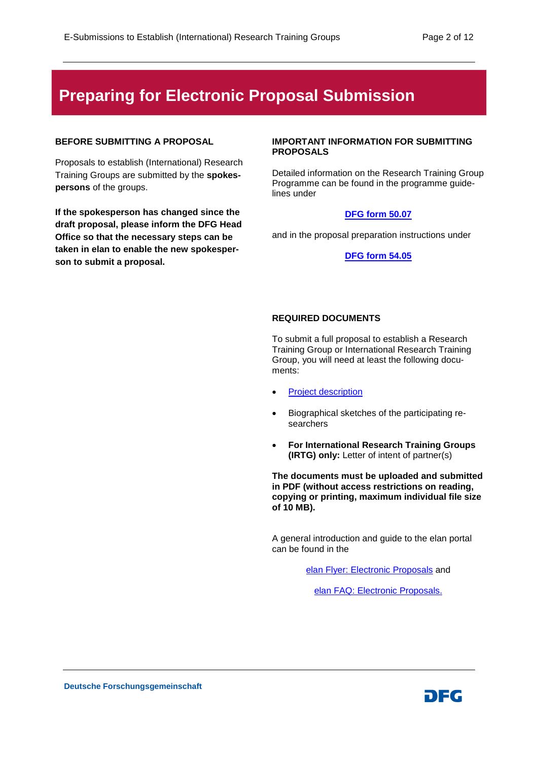# Preparing for Electronic Proposal Submission

## BEFORE SUBMITTING A PROPOSAL

Proposals to establish (International) Research Training Groups are submitted by the **spokespersons** of the groups.

**If the spokesperson has changed since the draft proposal, please inform the DFG Head Office so that the necessary steps can be taken in elan to enable the new spokesperson to submit a proposal.**

## IMPORTANT INFORMATION FOR SUBMITTING PROPOSALS

Detailed information on the Research Training Group Programme can be found in the programme guidelines under

**DFG form 50.07**

and in the proposal preparation instructions under

**DFG form 54.05**

## REQUIRED DOCUMENTS

To submit a full proposal to establish a Research Training Group or International Research Training Group, you will need at least the following documents:

- Project description
- Biographical sketches of the participating researchers
- **For International Research Training Groups (IRTG) only:** Letter of intent of partner(s)

**The documents must be uploaded and submitted in PDF (without access restrictions on reading, copying or printing, maximum individual file size of 10 MB).**

A general introduction and guide to the elan portal can be found in the

elan Flyer: Electronic Proposals and

elan FAQ: Electronic Proposals.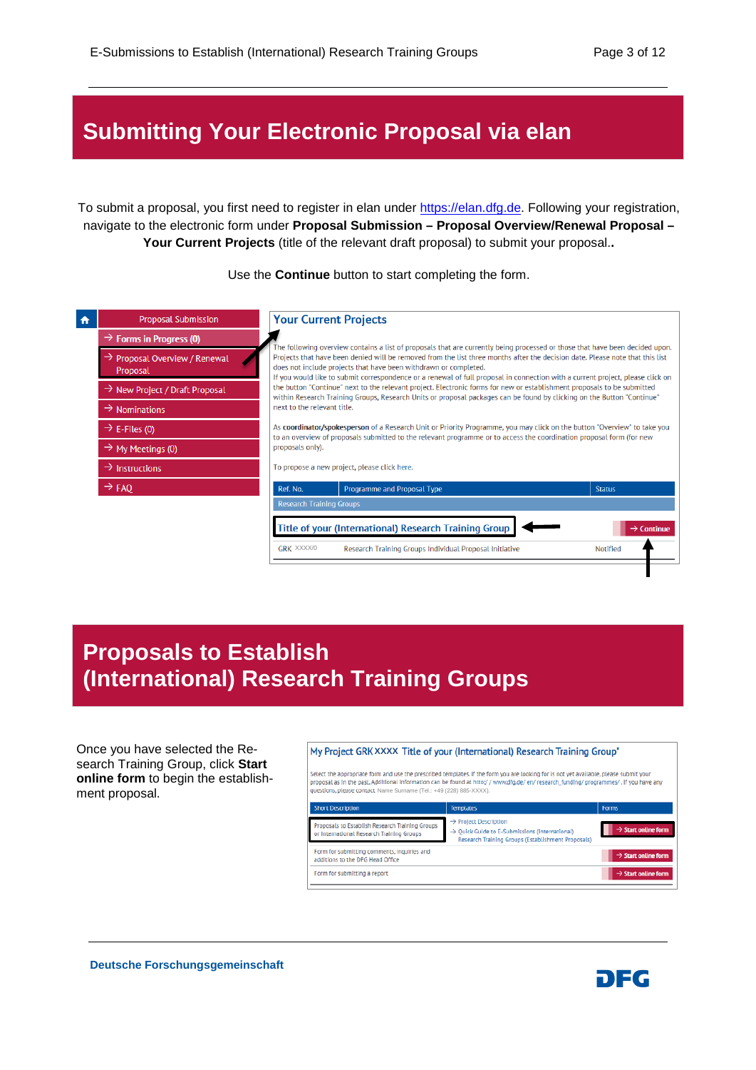# Submitting Your Electronic Proposal via elan

To submit a proposal, you first need to register in elan under https://elan.dfg.de. Following your registration, navigate to the electronic form under **Proposal Submission – Proposal Overview/Renewal Proposal – Your Current Projects** (title of the relevant draft proposal) to submit your proposal.**.**

Use the **Continue** button to start completing the form.

Proposal Submission
- Forms in Progress (0)
- Proposal Overview / Renewal Proposal
- New Project / Draft Proposal
- Nominations
- E-Files (0)
- My Meetings (0)
- Instructions
- FAQ

**Your Current Projects**

The following overview contains a list of proposals that are currently being processed or those that have been decided upon. Projects that have been denied will be removed from the list three months after the decision date. Please note that this list does not include projects that have been withdrawn or completed.
If you would like to submit correspondence or a renewal of full proposal in connection with a current project, please click on the button "Continue" next to the relevant project. Electronic forms for new or establishment proposals to be submitted within Research Training Groups, Research Units or proposal packages can be found by clicking on the Button "Continue" next to the relevant title.

As **coordinator/spokesperson** of a Research Unit or Priority Programme, you may click on the button "Overview" to take you to an overview of proposals submitted to the relevant programme or to access the coordination proposal form (for new proposals only).

To propose a new project, please click here.

| Ref. No. | Programme and Proposal Type | Status |
|---|---|---|
| Research Training Groups | | |
| Title of your (International) Research Training Group | | → Continue |
| GRK XXXX/0 | Research Training Groups Individual Proposal Initiative | Notified |

# Proposals to Establish (International) Research Training Groups

Once you have selected the Research Training Group, click **Start online form** to begin the establishment proposal.

**My Project GRK XXXX Title of your (International) Research Training Group'**

Select the appropriate form and use the prescribed templates. If the form you are looking for is not yet available, please submit your proposal as in the past. Additional information can be found at http:/ / www.dfg.de/ en/ research_funding/ programmes/ . If you have any questions, please contact Name Surname (Tel.: +49 (228) 885-XXXX).

| Short Description | Templates | Forms |
|---|---|---|
| Proposals to Establish Research Training Groups or International Research Training Groups | → Project Description<br>→ Quick Guide to E-Submissions (International) Research Training Groups (Establishment Proposals) | → Start online form |
| Form for submitting comments, inquiries and additions to the DFG Head Office | | → Start online form |
| Form for submitting a report | | → Start online form |

Deutsche Forschungsgemeinschaft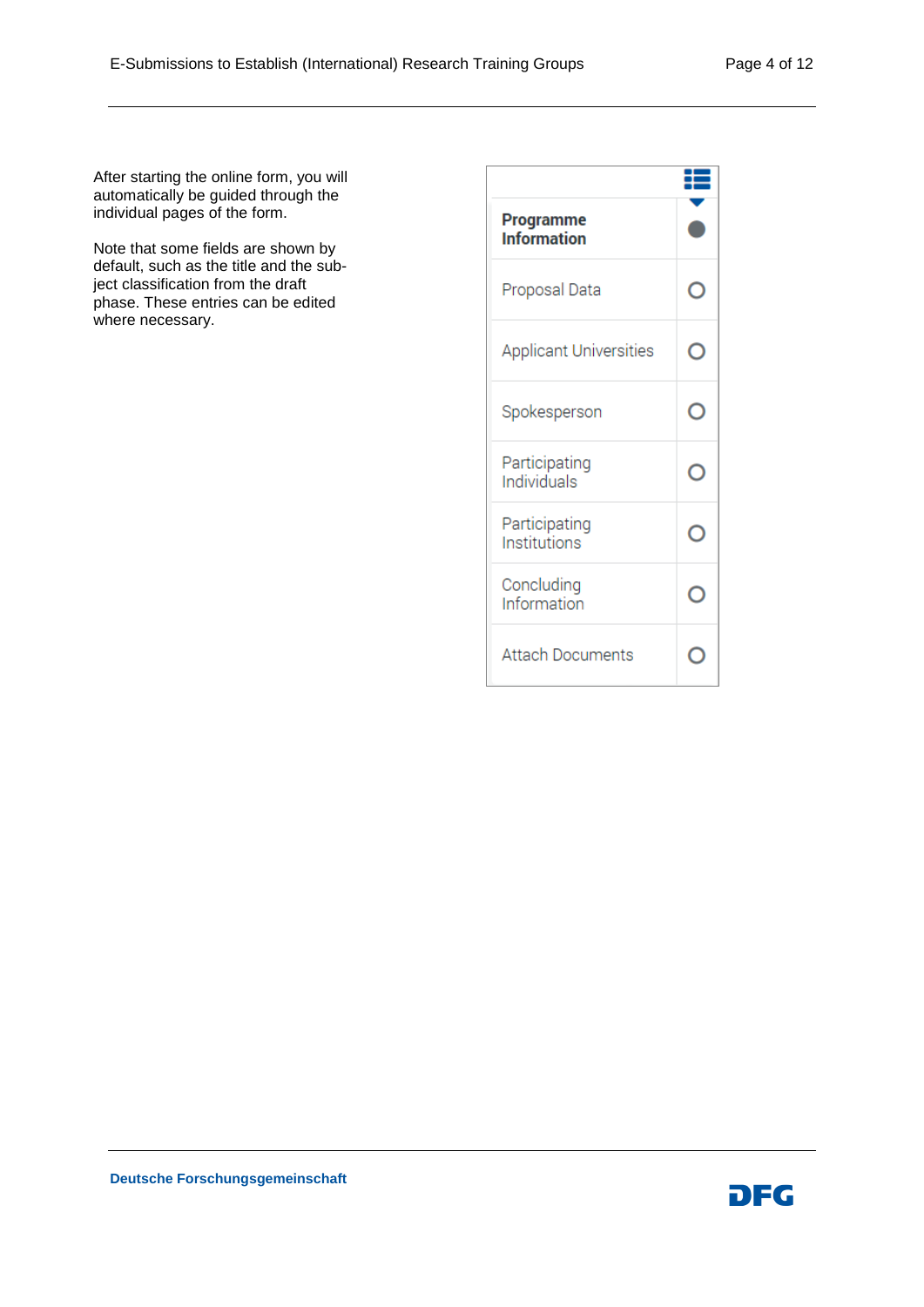After starting the online form, you will automatically be guided through the individual pages of the form.

Note that some fields are shown by default, such as the title and the subject classification from the draft phase. These entries can be edited where necessary.

- **Programme Information**
- Proposal Data
- Applicant Universities
- Spokesperson
- Participating Individuals
- Participating Institutions
- Concluding Information
- Attach Documents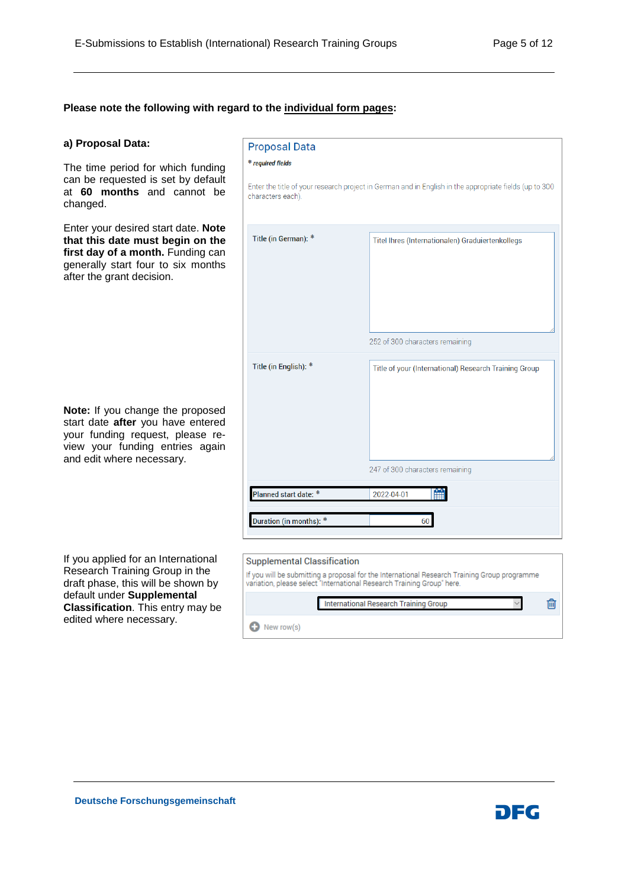**Please note the following with regard to the individual form pages:**

**a) Proposal Data:**

The time period for which funding can be requested is set by default at **60 months** and cannot be changed.

Enter your desired start date. **Note that this date must begin on the first day of a month.** Funding can generally start four to six months after the grant decision.

**Note:** If you change the proposed start date **after** you have entered your funding request, please re-view your funding entries again and edit where necessary.

Proposal Data

\* required fields

Enter the title of your research project in German and in English in the appropriate fields (up to 300 characters each).

| | |
|---|---|
| Title (in German): * | Titel Ihres (Internationalen) Graduiertenkollegs<br>252 of 300 characters remaining |
| Title (in English): * | Title of your (International) Research Training Group<br>247 of 300 characters remaining |
| Planned start date: * | 2022-04-01 |
| Duration (in months): * | 60 |

If you applied for an International Research Training Group in the draft phase, this will be shown by default under **Supplemental Classification**. This entry may be edited where necessary.

Supplemental Classification

If you will be submitting a proposal for the International Research Training Group programme variation, please select "International Research Training Group" here.

International Research Training Group

New row(s)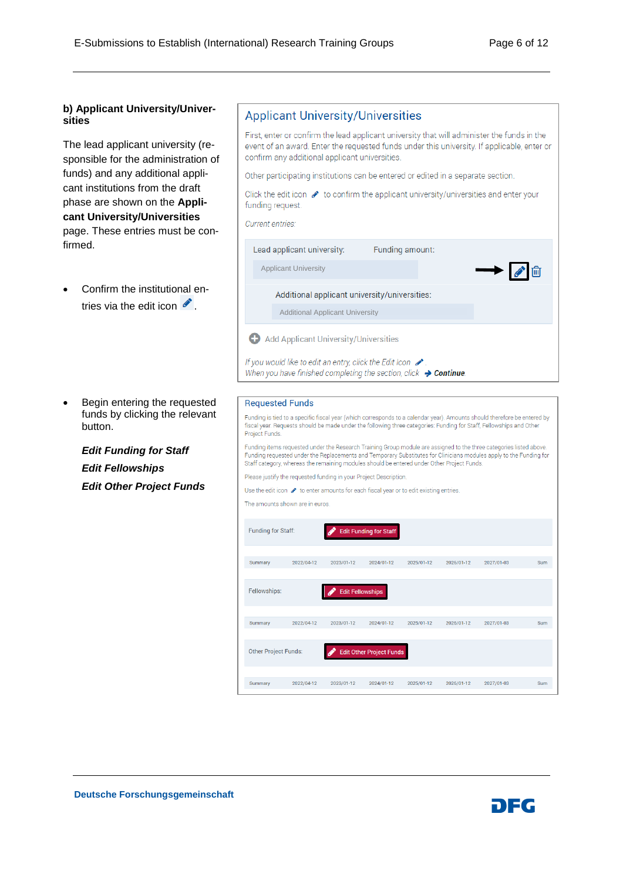#### b) Applicant University/Universities

The lead applicant university (responsible for the administration of funds) and any additional applicant institutions from the draft phase are shown on the **Applicant University/Universities** page. These entries must be confirmed.

- Confirm the institutional entries via the edit icon ✎.

## Applicant University/Universities

First, enter or confirm the lead applicant university that will administer the funds in the event of an award. Enter the requested funds under this university. If applicable, enter or confirm any additional applicant universities.

Other participating institutions can be entered or edited in a separate section.

Click the edit icon ✎ to confirm the applicant university/universities and enter your funding request.

*Current entries:*

Lead applicant university: Funding amount:

Applicant University

Additional applicant university/universities:

Additional Applicant University

Add Applicant University/Universities

*If you would like to edit an entry, click the Edit icon* ✎.
*When you have finished completing the section, click* **Continue**

- Begin entering the requested funds by clicking the relevant button.

  ***Edit Funding for Staff***
  ***Edit Fellowships***
  ***Edit Other Project Funds***

## Requested Funds

Funding is tied to a specific fiscal year (which corresponds to a calendar year). Amounts should therefore be entered by fiscal year. Requests should be made under the following three categories: Funding for Staff, Fellowships and Other Project Funds.

Funding items requested under the Research Training Group module are assigned to the three categories listed above. Funding requested under the Replacements and Temporary Substitutes for Clinicians modules apply to the Funding for Staff category, whereas the remaining modules should be entered under Other Project Funds.

Please justify the requested funding in your Project Description.

Use the edit icon ✎ to enter amounts for each fiscal year or to edit existing entries.

The amounts shown are in euros.

Funding for Staff: Edit Funding for Staff

| Summary | 2022/04-12 | 2023/01-12 | 2024/01-12 | 2025/01-12 | 2026/01-12 | 2027/01-03 | Sum |
|---|---|---|---|---|---|---|---|

Fellowships: Edit Fellowships

| Summary | 2022/04-12 | 2023/01-12 | 2024/01-12 | 2025/01-12 | 2026/01-12 | 2027/01-03 | Sum |
|---|---|---|---|---|---|---|---|

Other Project Funds: Edit Other Project Funds

| Summary | 2022/04-12 | 2023/01-12 | 2024/01-12 | 2025/01-12 | 2026/01-12 | 2027/01-03 | Sum |
|---|---|---|---|---|---|---|---|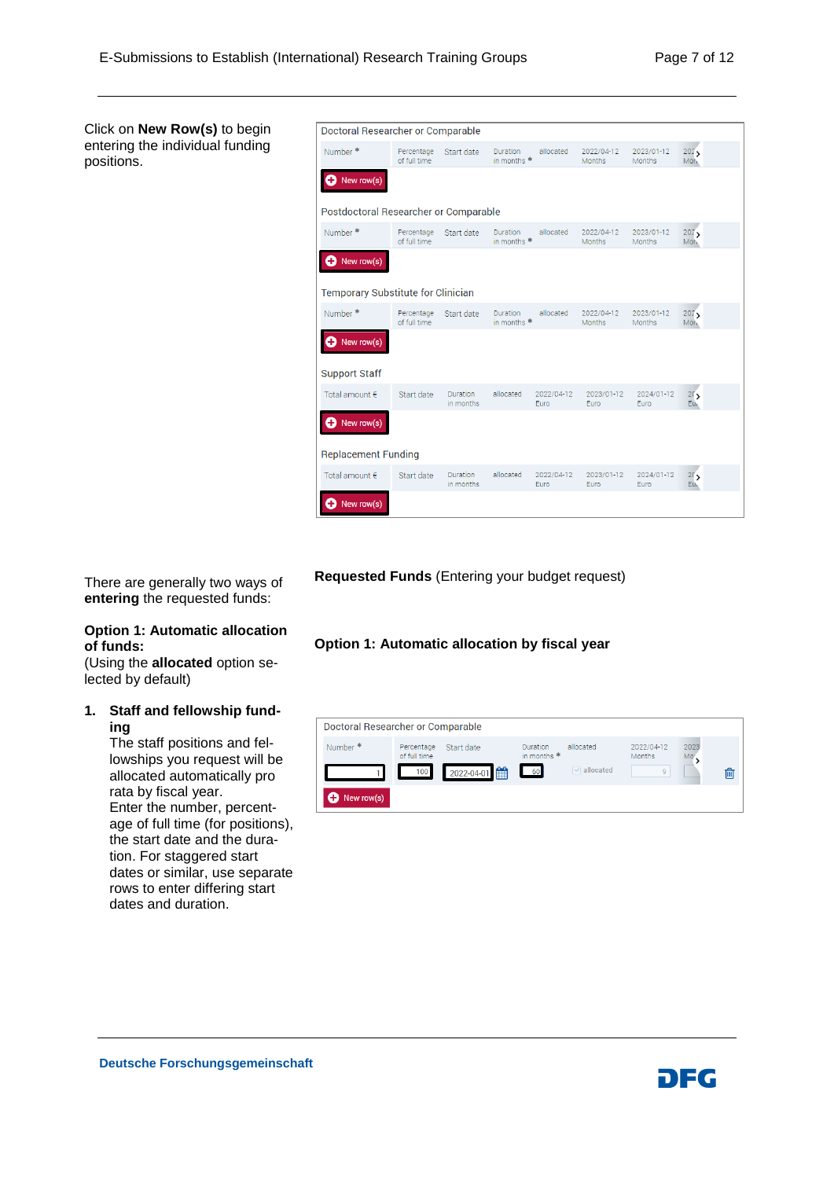Click on **New Row(s)** to begin entering the individual funding positions.

Doctoral Researcher or Comparable

| Number * | Percentage of full time | Start date | Duration in months * | allocated | 2022/04-12 Months | 2023/01-12 Months | 202 Mon |
|---|---|---|---|---|---|---|---|

New row(s)

Postdoctoral Researcher or Comparable

| Number * | Percentage of full time | Start date | Duration in months * | allocated | 2022/04-12 Months | 2023/01-12 Months | 202 Mon |
|---|---|---|---|---|---|---|---|

New row(s)

Temporary Substitute for Clinician

| Number * | Percentage of full time | Start date | Duration in months * | allocated | 2022/04-12 Months | 2023/01-12 Months | 202 Mon |
|---|---|---|---|---|---|---|---|

New row(s)

Support Staff

| Total amount € | Start date | Duration in months | allocated | 2022/04-12 Euro | 2023/01-12 Euro | 2024/01-12 Euro | 20 Eu |
|---|---|---|---|---|---|---|---|

New row(s)

Replacement Funding

| Total amount € | Start date | Duration in months | allocated | 2022/04-12 Euro | 2023/01-12 Euro | 2024/01-12 Euro | 20 Eu |
|---|---|---|---|---|---|---|---|

New row(s)

## Requested Funds (Entering your budget request)

There are generally two ways of **entering** the requested funds:

### Option 1: Automatic allocation by fiscal year

**Option 1: Automatic allocation of funds:**
(Using the **allocated** option selected by default)

1. **Staff and fellowship funding**
   The staff positions and fellowships you request will be allocated automatically pro rata by fiscal year.
   Enter the number, percentage of full time (for positions), the start date and the duration. For staggered start dates or similar, use separate rows to enter differing start dates and duration.

Doctoral Researcher or Comparable

| Number * | Percentage of full time | Start date | Duration in months * | allocated | 2022/04-12 Months | 2023 Mo |
|---|---|---|---|---|---|---|
| 1 | 100 | 2022-04-01 | 60 | allocated | 9 | |

New row(s)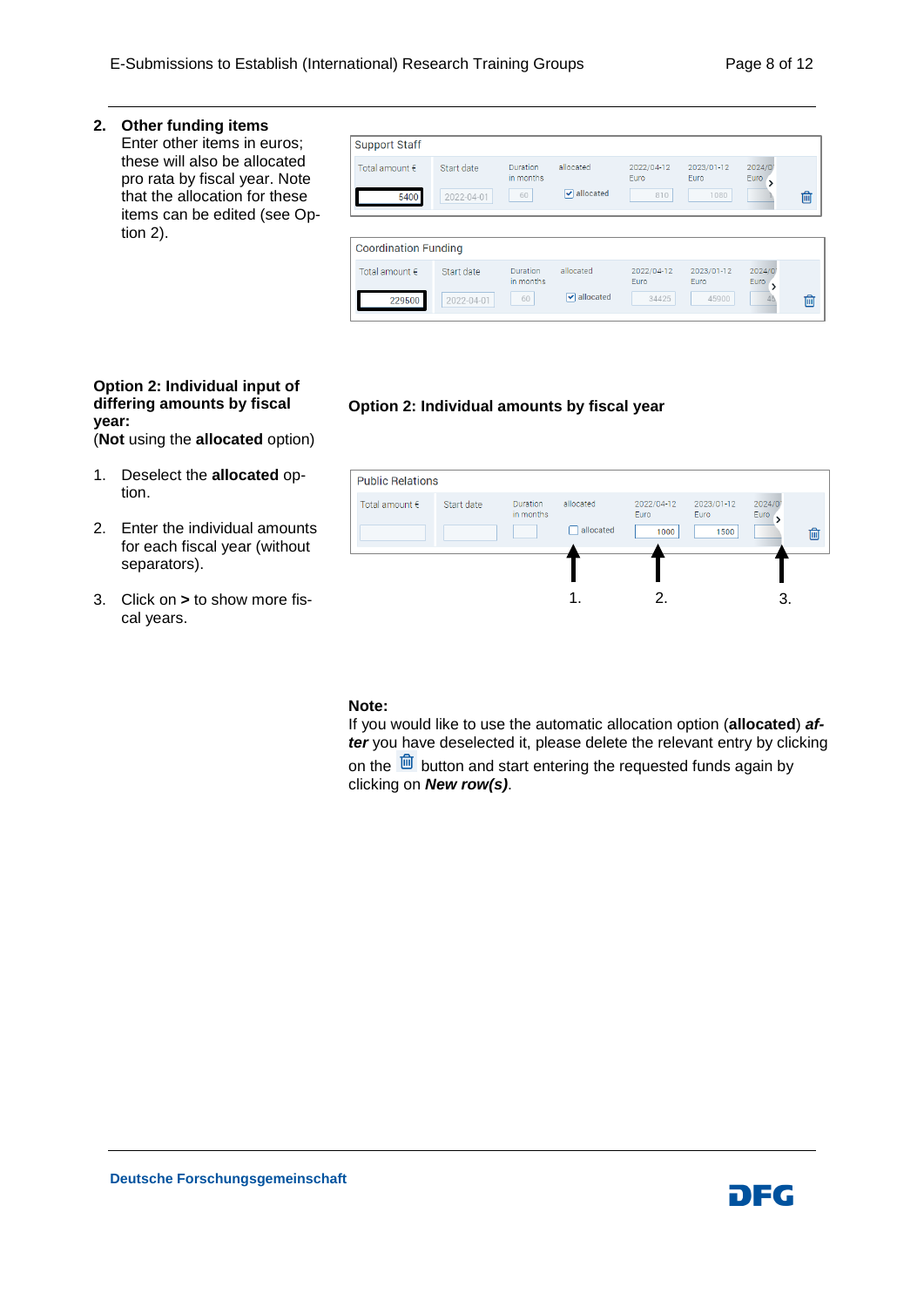2. **Other funding items**
   Enter other items in euros; these will also be allocated pro rata by fiscal year. Note that the allocation for these items can be edited (see Option 2).

| Support Staff | | | | | | |
|---|---|---|---|---|---|---|
| Total amount € | Start date | Duration in months | allocated | 2022/04-12 Euro | 2023/01-12 Euro | 2024/0 Euro |
| 5400 | 2022-04-01 | 60 | allocated | 810 | 1080 | |

| Coordination Funding | | | | | | |
|---|---|---|---|---|---|---|
| Total amount € | Start date | Duration in months | allocated | 2022/04-12 Euro | 2023/01-12 Euro | 2024/0 Euro |
| 229500 | 2022-04-01 | 60 | allocated | 34425 | 45900 | 45 |

**Option 2: Individual input of differing amounts by fiscal year:**
(**Not** using the **allocated** option)

1. Deselect the **allocated** option.
2. Enter the individual amounts for each fiscal year (without separators).
3. Click on **>** to show more fiscal years.

**Option 2: Individual amounts by fiscal year**

| Public Relations | | | | | | |
|---|---|---|---|---|---|---|
| Total amount € | Start date | Duration in months | allocated | 2022/04-12 Euro | 2023/01-12 Euro | 2024/0 Euro |
| | | | allocated | 1000 | 1500 | |

1. 2. 3.

**Note:**
If you would like to use the automatic allocation option (**allocated**) ***after*** you have deselected it, please delete the relevant entry by clicking on the 🗑 button and start entering the requested funds again by clicking on ***New row(s)***.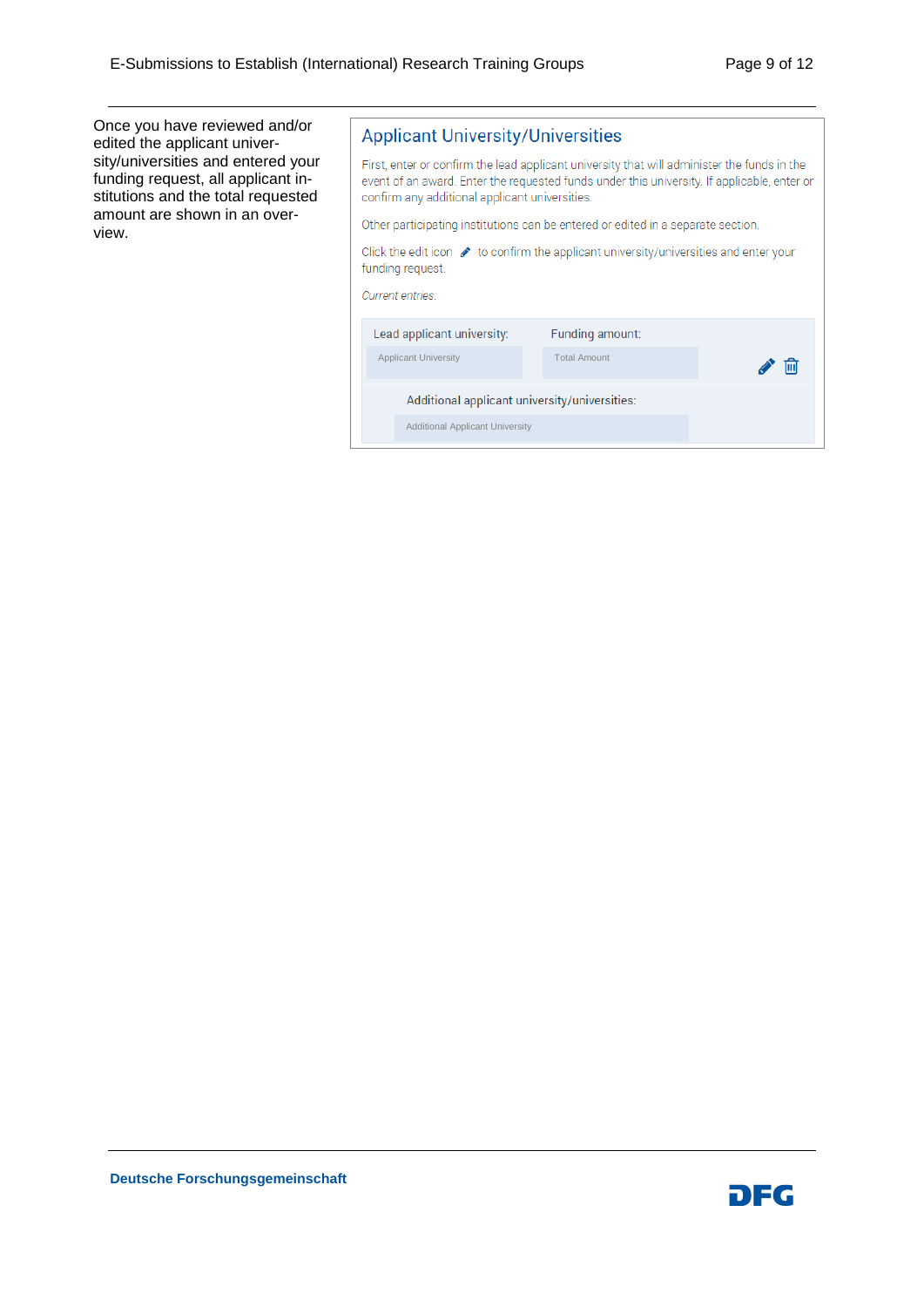Once you have reviewed and/or edited the applicant university/universities and entered your funding request, all applicant institutions and the total requested amount are shown in an overview.

## Applicant University/Universities

First, enter or confirm the lead applicant university that will administer the funds in the event of an award. Enter the requested funds under this university. If applicable, enter or confirm any additional applicant universities.

Other participating institutions can be entered or edited in a separate section.

Click the edit icon ✎ to confirm the applicant university/universities and enter your funding request.

*Current entries.*

| Lead applicant university: | Funding amount: |
| --- | --- |
| Applicant University | Total Amount |

Additional applicant university/universities:

Additional Applicant University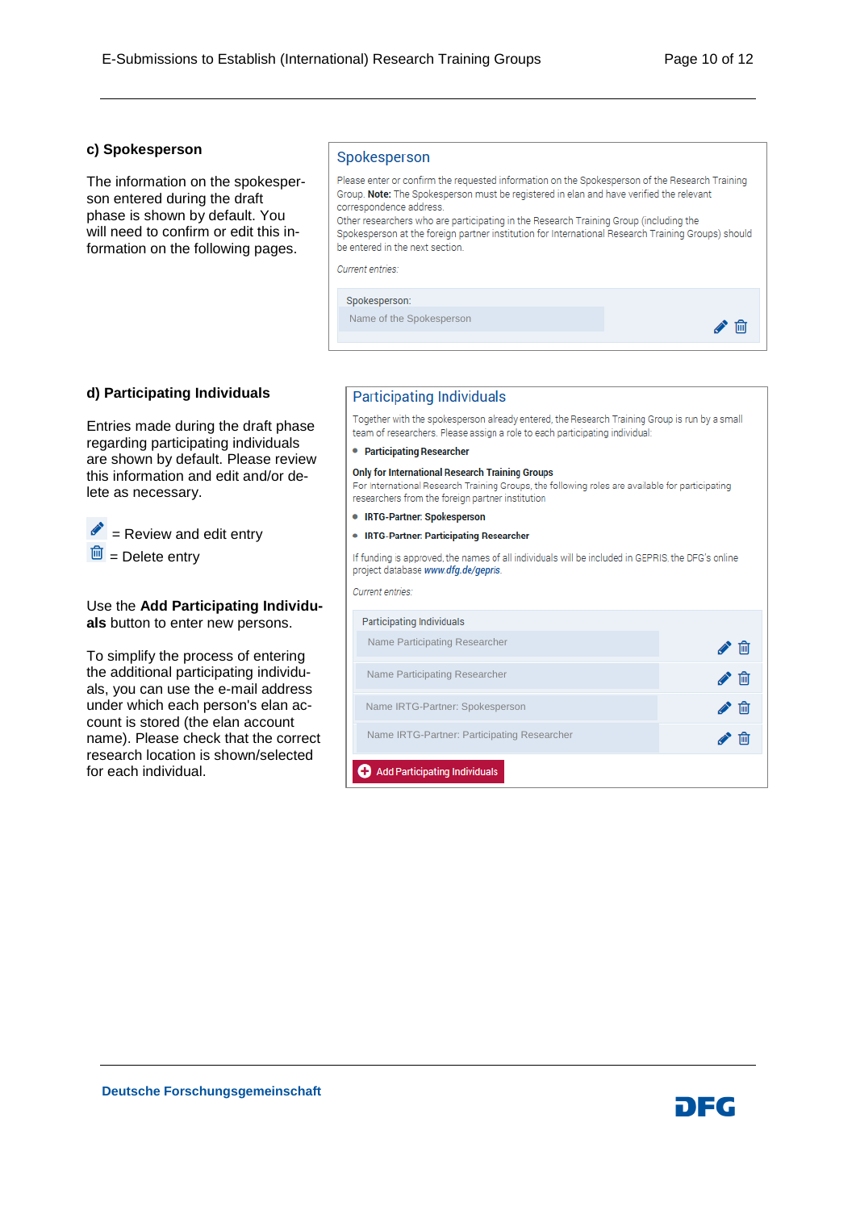### c) Spokesperson

The information on the spokesperson entered during the draft phase is shown by default. You will need to confirm or edit this information on the following pages.

**Spokesperson**

Please enter or confirm the requested information on the Spokesperson of the Research Training Group. **Note:** The Spokesperson must be registered in elan and have verified the relevant correspondence address.
Other researchers who are participating in the Research Training Group (including the Spokesperson at the foreign partner institution for International Research Training Groups) should be entered in the next section.

*Current entries:*

Spokesperson:
Name of the Spokesperson

### d) Participating Individuals

Entries made during the draft phase regarding participating individuals are shown by default. Please review this information and edit and/or delete as necessary.

✎ = Review and edit entry
🗑 = Delete entry

Use the **Add Participating Individuals** button to enter new persons.

To simplify the process of entering the additional participating individuals, you can use the e-mail address under which each person's elan account is stored (the elan account name). Please check that the correct research location is shown/selected for each individual.

**Participating Individuals**

Together with the spokesperson already entered, the Research Training Group is run by a small team of researchers. Please assign a role to each participating individual:

- **Participating Researcher**

**Only for International Research Training Groups**
For International Research Training Groups, the following roles are available for participating researchers from the foreign partner institution

- **IRTG-Partner: Spokesperson**
- **IRTG-Partner: Participating Researcher**

If funding is approved, the names of all individuals will be included in GEPRIS, the DFG's online project database *www.dfg.de/gepris*.

*Current entries:*

Participating Individuals
Name Participating Researcher
Name Participating Researcher
Name IRTG-Partner: Spokesperson
Name IRTG-Partner: Participating Researcher

Add Participating Individuals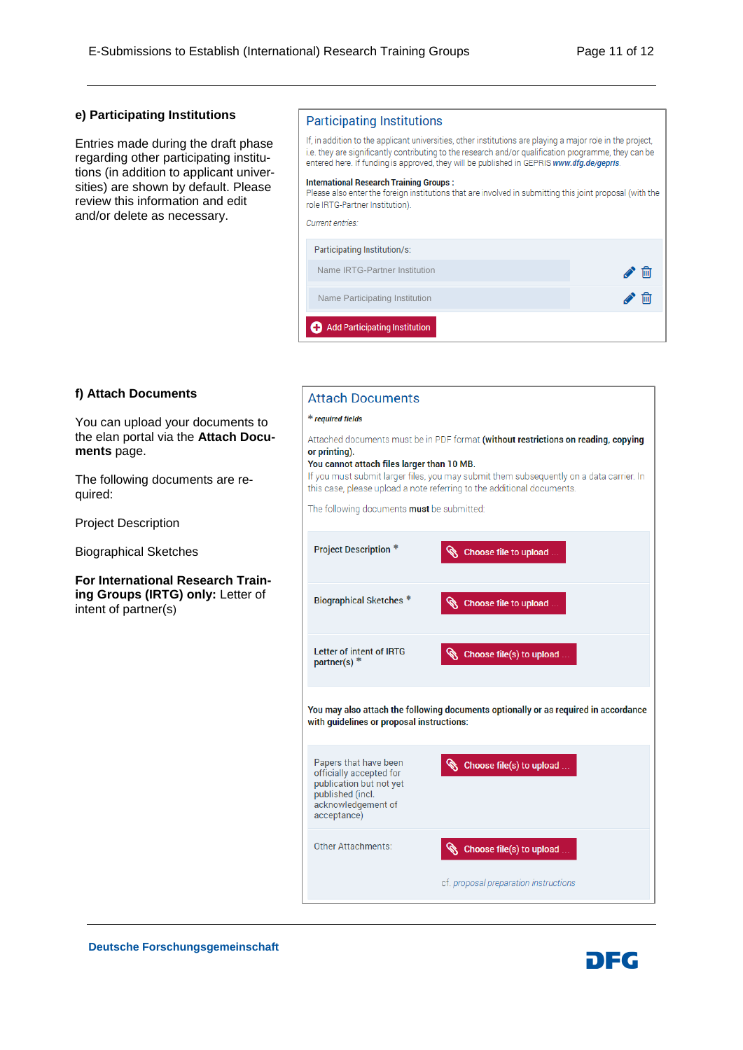## e) Participating Institutions

Entries made during the draft phase regarding other participating institutions (in addition to applicant universities) are shown by default. Please review this information and edit and/or delete as necessary.

### Participating Institutions

If, in addition to the applicant universities, other institutions are playing a major role in the project, i.e. they are significantly contributing to the research and/or qualification programme, they can be entered here. If funding is approved, they will be published in GEPRIS *www.dfg.de/gepris*.

**International Research Training Groups :**
Please also enter the foreign institutions that are involved in submitting this joint proposal (with the role IRTG-Partner Institution).

*Current entries:*

Participating Institution/s:

- Name IRTG-Partner Institution
- Name Participating Institution

Add Participating Institution

## f) Attach Documents

You can upload your documents to the elan portal via the **Attach Documents** page.

The following documents are required:

Project Description

Biographical Sketches

**For International Research Training Groups (IRTG) only:** Letter of intent of partner(s)

### Attach Documents

*\* required fields*

Attached documents must be in PDF format **(without restrictions on reading, copying or printing)**.
**You cannot attach files larger than 10 MB.**
If you must submit larger files, you may submit them subsequently on a data carrier. In this case, please upload a note referring to the additional documents.

The following documents **must** be submitted:

| | |
|---|---|
| Project Description * | Choose file to upload ... |
| Biographical Sketches * | Choose file to upload ... |
| Letter of intent of IRTG partner(s) * | Choose file(s) to upload ... |

**You may also attach the following documents optionally or as required in accordance with guidelines or proposal instructions:**

| | |
|---|---|
| Papers that have been officially accepted for publication but not yet published (incl. acknowledgement of acceptance) | Choose file(s) to upload ... |
| Other Attachments: | Choose file(s) to upload ... <br> cf. *proposal preparation instructions* |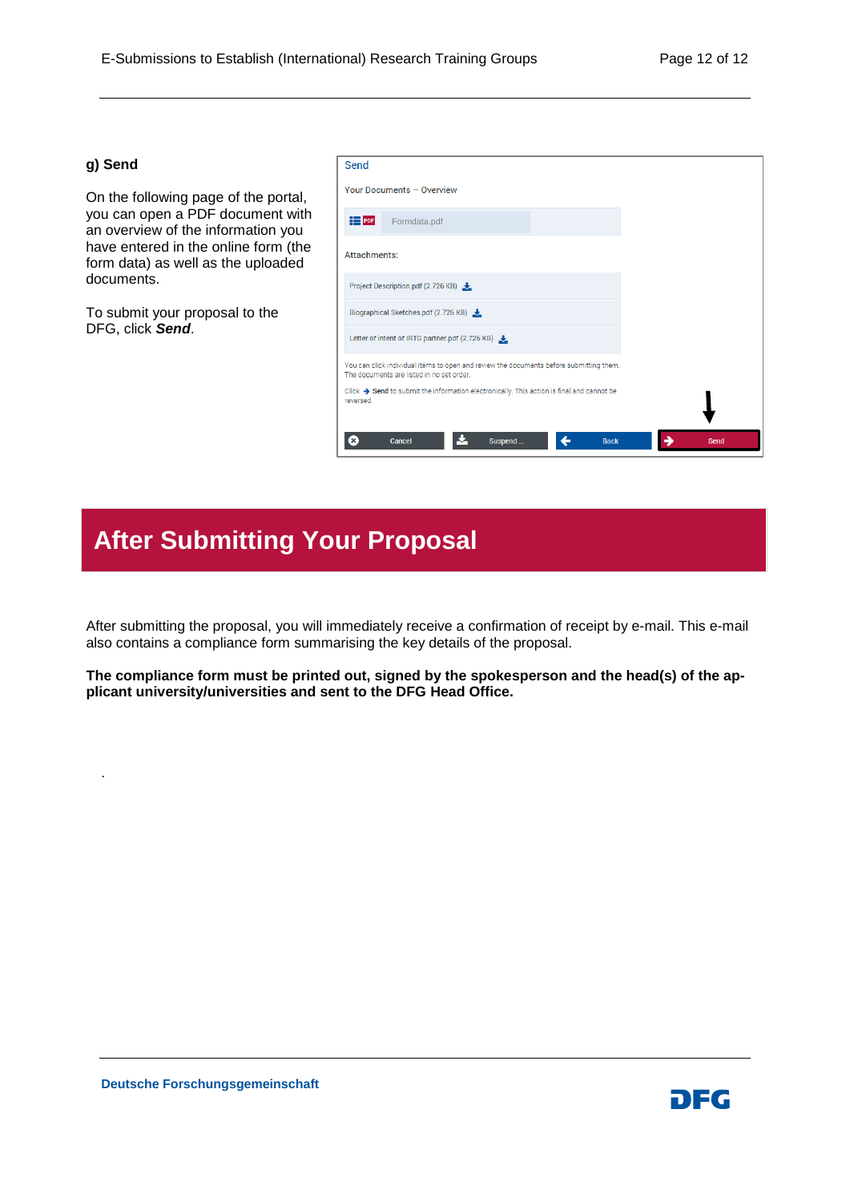### g) Send

On the following page of the portal, you can open a PDF document with an overview of the information you have entered in the online form (the form data) as well as the uploaded documents.

To submit your proposal to the DFG, click ***Send***.

Send

Your Documents – Overview

Formdata.pdf

Attachments:

Project Description.pdf (2.726 KB)

Biographical Sketches.pdf (2.726 KB)

Letter of intent of IRTG partner.pdf (2.726 KB)

You can click individual items to open and review the documents before submitting them. The documents are listed in no set order.

Click Send to submit the information electronically. This action is final and cannot be reversed.

Cancel | Suspend ... | Back | Send

# After Submitting Your Proposal

After submitting the proposal, you will immediately receive a confirmation of receipt by e-mail. This e-mail also contains a compliance form summarising the key details of the proposal.

**The compliance form must be printed out, signed by the spokesperson and the head(s) of the applicant university/universities and sent to the DFG Head Office.**

.